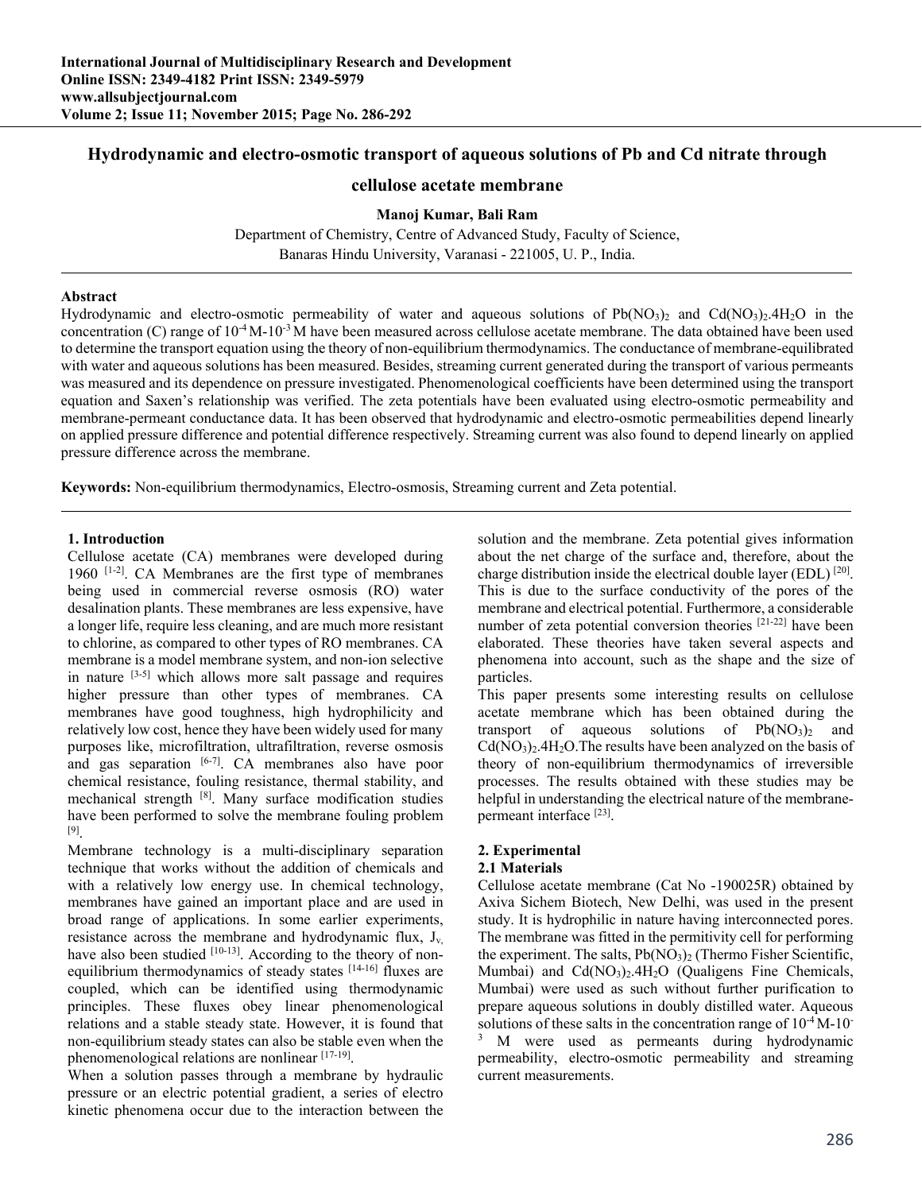# Hydrodynamic and electro-osmotic transport of aqueous solutions of Pb and Cd nitrate through cellulose acetate membrane

**Manoj Kumar, Bali Ram**

Department of Chemistry, Centre of Advanced Study, Faculty of Science,
Banaras Hindu University, Varanasi - 221005, U. P., India.

## Abstract

Hydrodynamic and electro-osmotic permeability of water and aqueous solutions of $Pb(NO_3)_2$ and $Cd(NO_3)_2.4H_2O$ in the concentration (C) range of $10^{-4}$ M-$10^{-3}$ M have been measured across cellulose acetate membrane. The data obtained have been used to determine the transport equation using the theory of non-equilibrium thermodynamics. The conductance of membrane-equilibrated with water and aqueous solutions has been measured. Besides, streaming current generated during the transport of various permeants was measured and its dependence on pressure investigated. Phenomenological coefficients have been determined using the transport equation and Saxen's relationship was verified. The zeta potentials have been evaluated using electro-osmotic permeability and membrane-permeant conductance data. It has been observed that hydrodynamic and electro-osmotic permeabilities depend linearly on applied pressure difference and potential difference respectively. Streaming current was also found to depend linearly on applied pressure difference across the membrane.

**Keywords:** Non-equilibrium thermodynamics, Electro-osmosis, Streaming current and Zeta potential.

## 1. Introduction

Cellulose acetate (CA) membranes were developed during 1960 [1-2]. CA Membranes are the first type of membranes being used in commercial reverse osmosis (RO) water desalination plants. These membranes are less expensive, have a longer life, require less cleaning, and are much more resistant to chlorine, as compared to other types of RO membranes. CA membrane is a model membrane system, and non-ion selective in nature [3-5] which allows more salt passage and requires higher pressure than other types of membranes. CA membranes have good toughness, high hydrophilicity and relatively low cost, hence they have been widely used for many purposes like, microfiltration, ultrafiltration, reverse osmosis and gas separation [6-7]. CA membranes also have poor chemical resistance, fouling resistance, thermal stability, and mechanical strength [8]. Many surface modification studies have been performed to solve the membrane fouling problem [9].

Membrane technology is a multi-disciplinary separation technique that works without the addition of chemicals and with a relatively low energy use. In chemical technology, membranes have gained an important place and are used in broad range of applications. In some earlier experiments, resistance across the membrane and hydrodynamic flux, $J_v$, have also been studied [10-13]. According to the theory of non-equilibrium thermodynamics of steady states [14-16] fluxes are coupled, which can be identified using thermodynamic principles. These fluxes obey linear phenomenological relations and a stable steady state. However, it is found that non-equilibrium steady states can also be stable even when the phenomenological relations are nonlinear [17-19].

When a solution passes through a membrane by hydraulic pressure or an electric potential gradient, a series of electro kinetic phenomena occur due to the interaction between the solution and the membrane. Zeta potential gives information about the net charge of the surface and, therefore, about the charge distribution inside the electrical double layer (EDL) [20]. This is due to the surface conductivity of the pores of the membrane and electrical potential. Furthermore, a considerable number of zeta potential conversion theories [21-22] have been elaborated. These theories have taken several aspects and phenomena into account, such as the shape and the size of particles.

This paper presents some interesting results on cellulose acetate membrane which has been obtained during the transport of aqueous solutions of $Pb(NO_3)_2$ and $Cd(NO_3)_2.4H_2O$.The results have been analyzed on the basis of theory of non-equilibrium thermodynamics of irreversible processes. The results obtained with these studies may be helpful in understanding the electrical nature of the membrane-permeant interface [23].

## 2. Experimental

### 2.1 Materials

Cellulose acetate membrane (Cat No -190025R) obtained by Axiva Sichem Biotech, New Delhi, was used in the present study. It is hydrophilic in nature having interconnected pores. The membrane was fitted in the permitivity cell for performing the experiment. The salts, $Pb(NO_3)_2$ (Thermo Fisher Scientific, Mumbai) and $Cd(NO_3)_2.4H_2O$ (Qualigens Fine Chemicals, Mumbai) were used as such without further purification to prepare aqueous solutions in doubly distilled water. Aqueous solutions of these salts in the concentration range of $10^{-4}$ M-$10^{-3}$ M were used as permeants during hydrodynamic permeability, electro-osmotic permeability and streaming current measurements.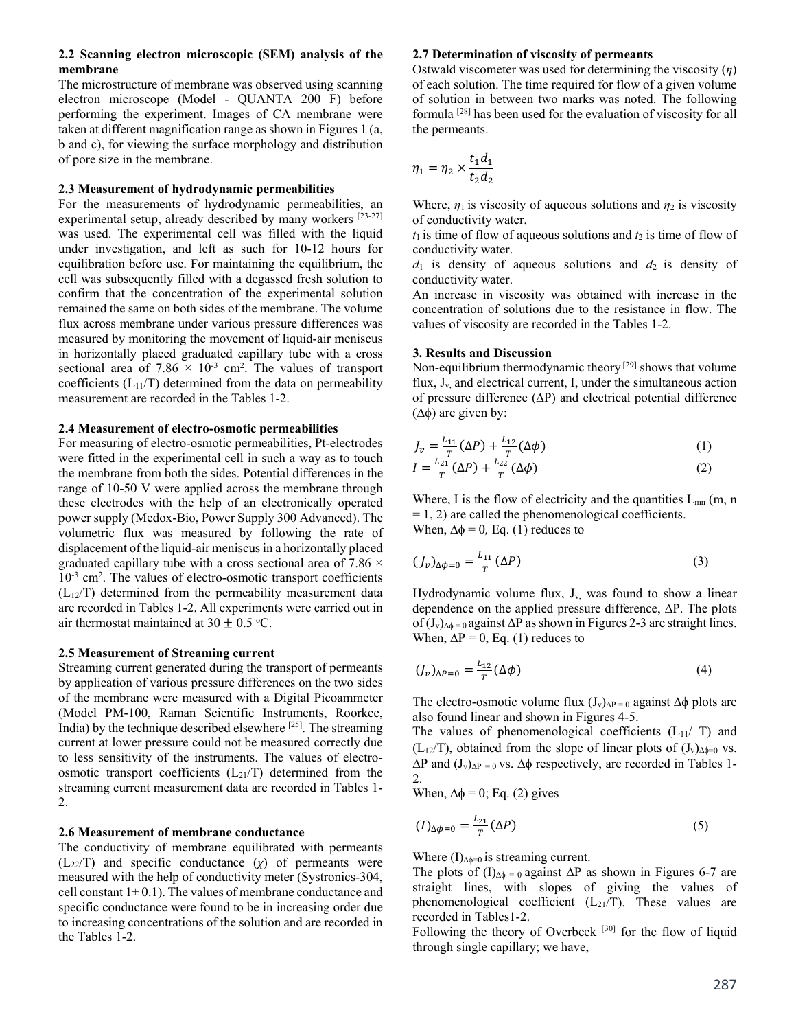**2.2 Scanning electron microscopic (SEM) analysis of the membrane**

The microstructure of membrane was observed using scanning electron microscope (Model - QUANTA 200 F) before performing the experiment. Images of CA membrane were taken at different magnification range as shown in Figures 1 (a, b and c), for viewing the surface morphology and distribution of pore size in the membrane.

**2.3 Measurement of hydrodynamic permeabilities**

For the measurements of hydrodynamic permeabilities, an experimental setup, already described by many workers [23-27] was used. The experimental cell was filled with the liquid under investigation, and left as such for 10-12 hours for equilibration before use. For maintaining the equilibrium, the cell was subsequently filled with a degassed fresh solution to confirm that the concentration of the experimental solution remained the same on both sides of the membrane. The volume flux across membrane under various pressure differences was measured by monitoring the movement of liquid-air meniscus in horizontally placed graduated capillary tube with a cross sectional area of $7.86 \times 10^{-3}$ cm$^2$. The values of transport coefficients ($L_{11}/T$) determined from the data on permeability measurement are recorded in the Tables 1-2.

**2.4 Measurement of electro-osmotic permeabilities**

For measuring of electro-osmotic permeabilities, Pt-electrodes were fitted in the experimental cell in such a way as to touch the membrane from both the sides. Potential differences in the range of 10-50 V were applied across the membrane through these electrodes with the help of an electronically operated power supply (Medox-Bio, Power Supply 300 Advanced). The volumetric flux was measured by following the rate of displacement of the liquid-air meniscus in a horizontally placed graduated capillary tube with a cross sectional area of $7.86 \times 10^{-3}$ cm$^2$. The values of electro-osmotic transport coefficients ($L_{12}/T$) determined from the permeability measurement data are recorded in Tables 1-2. All experiments were carried out in air thermostat maintained at $30 \pm 0.5$ °C.

**2.5 Measurement of Streaming current**

Streaming current generated during the transport of permeants by application of various pressure differences on the two sides of the membrane were measured with a Digital Picoammeter (Model PM-100, Raman Scientific Instruments, Roorkee, India) by the technique described elsewhere [25]. The streaming current at lower pressure could not be measured correctly due to less sensitivity of the instruments. The values of electro-osmotic transport coefficients ($L_{21}/T$) determined from the streaming current measurement data are recorded in Tables 1-2.

**2.6 Measurement of membrane conductance**

The conductivity of membrane equilibrated with permeants ($L_{22}/T$) and specific conductance ($\chi$) of permeants were measured with the help of conductivity meter (Systronics-304, cell constant $1 \pm 0.1$). The values of membrane conductance and specific conductance were found to be in increasing order due to increasing concentrations of the solution and are recorded in the Tables 1-2.

**2.7 Determination of viscosity of permeants**

Ostwald viscometer was used for determining the viscosity ($\eta$) of each solution. The time required for flow of a given volume of solution in between two marks was noted. The following formula [28] has been used for the evaluation of viscosity for all the permeants.

$$\eta_1 = \eta_2 \times \frac{t_1 d_1}{t_2 d_2}$$

Where, $\eta_1$ is viscosity of aqueous solutions and $\eta_2$ is viscosity of conductivity water.

$t_1$ is time of flow of aqueous solutions and $t_2$ is time of flow of conductivity water.

$d_1$ is density of aqueous solutions and $d_2$ is density of conductivity water.

An increase in viscosity was obtained with increase in the concentration of solutions due to the resistance in flow. The values of viscosity are recorded in the Tables 1-2.

**3. Results and Discussion**

Non-equilibrium thermodynamic theory [29] shows that volume flux, $J_v$, and electrical current, I, under the simultaneous action of pressure difference ($\Delta P$) and electrical potential difference ($\Delta\phi$) are given by:

$$J_v = \frac{L_{11}}{T}(\Delta P) + \frac{L_{12}}{T}(\Delta\phi) \tag{1}$$

$$I = \frac{L_{21}}{T}(\Delta P) + \frac{L_{22}}{T}(\Delta\phi) \tag{2}$$

Where, I is the flow of electricity and the quantities $L_{mn}$ (m, n = 1, 2) are called the phenomenological coefficients.

When, $\Delta\phi = 0$, Eq. (1) reduces to

$$(J_v)_{\Delta\phi=0} = \frac{L_{11}}{T}(\Delta P) \tag{3}$$

Hydrodynamic volume flux, $J_v$, was found to show a linear dependence on the applied pressure difference, $\Delta P$. The plots of $(J_v)_{\Delta\phi=0}$ against $\Delta P$ as shown in Figures 2-3 are straight lines.

When, $\Delta P = 0$, Eq. (1) reduces to

$$(J_v)_{\Delta P=0} = \frac{L_{12}}{T}(\Delta\phi) \tag{4}$$

The electro-osmotic volume flux $(J_v)_{\Delta P=0}$ against $\Delta\phi$ plots are also found linear and shown in Figures 4-5.

The values of phenomenological coefficients ($L_{11}/T$) and ($L_{12}/T$), obtained from the slope of linear plots of $(J_v)_{\Delta\phi=0}$ vs. $\Delta P$ and $(J_v)_{\Delta P=0}$ vs. $\Delta\phi$ respectively, are recorded in Tables 1-2.

When, $\Delta\phi = 0$; Eq. (2) gives

$$(I)_{\Delta\phi=0} = \frac{L_{21}}{T}(\Delta P) \tag{5}$$

Where $(I)_{\Delta\phi=0}$ is streaming current.

The plots of $(I)_{\Delta\phi=0}$ against $\Delta P$ as shown in Figures 6-7 are straight lines, with slopes of giving the values of phenomenological coefficient ($L_{21}/T$). These values are recorded in Tables1-2.

Following the theory of Overbeek [30] for the flow of liquid through single capillary; we have,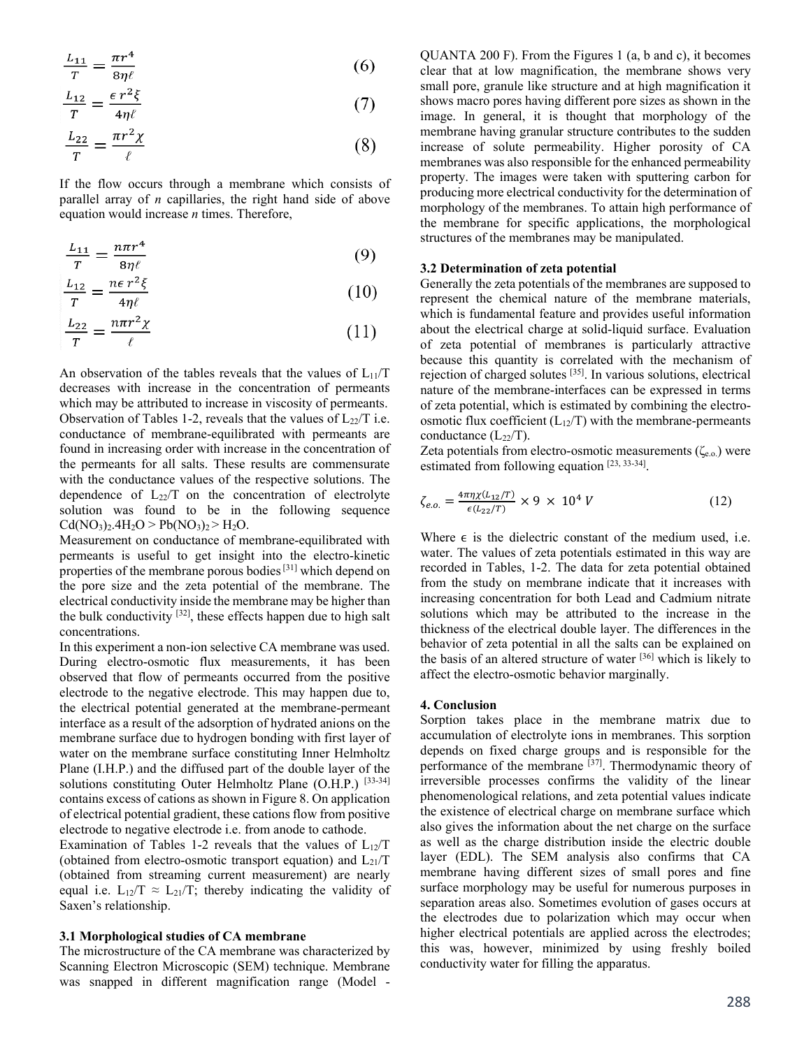$$\frac{L_{11}}{T} = \frac{\pi r^4}{8\eta\ell} \tag{6}$$

$$\frac{L_{12}}{T} = \frac{\epsilon\, r^2\xi}{4\eta\ell} \tag{7}$$

$$\frac{L_{22}}{T} = \frac{\pi r^2\chi}{\ell} \tag{8}$$

If the flow occurs through a membrane which consists of parallel array of *n* capillaries, the right hand side of above equation would increase *n* times. Therefore,

$$\frac{L_{11}}{T} = \frac{n\pi r^4}{8\eta\ell} \tag{9}$$

$$\frac{L_{12}}{T} = \frac{n\epsilon\, r^2\xi}{4\eta\ell} \tag{10}$$

$$\frac{L_{22}}{T} = \frac{n\pi r^2\chi}{\ell} \tag{11}$$

An observation of the tables reveals that the values of $L_{11}/T$ decreases with increase in the concentration of permeants which may be attributed to increase in viscosity of permeants. Observation of Tables 1-2, reveals that the values of $L_{22}/T$ i.e. conductance of membrane-equilibrated with permeants are found in increasing order with increase in the concentration of the permeants for all salts. These results are commensurate with the conductance values of the respective solutions. The dependence of $L_{22}/T$ on the concentration of electrolyte solution was found to be in the following sequence $Cd(NO_3)_2.4H_2O > Pb(NO_3)_2 > H_2O$.

Measurement on conductance of membrane-equilibrated with permeants is useful to get insight into the electro-kinetic properties of the membrane porous bodies [31] which depend on the pore size and the zeta potential of the membrane. The electrical conductivity inside the membrane may be higher than the bulk conductivity [32], these effects happen due to high salt concentrations.

In this experiment a non-ion selective CA membrane was used. During electro-osmotic flux measurements, it has been observed that flow of permeants occurred from the positive electrode to the negative electrode. This may happen due to, the electrical potential generated at the membrane-permeant interface as a result of the adsorption of hydrated anions on the membrane surface due to hydrogen bonding with first layer of water on the membrane surface constituting Inner Helmholtz Plane (I.H.P.) and the diffused part of the double layer of the solutions constituting Outer Helmholtz Plane (O.H.P.) [33-34] contains excess of cations as shown in Figure 8. On application of electrical potential gradient, these cations flow from positive electrode to negative electrode i.e. from anode to cathode.

Examination of Tables 1-2 reveals that the values of $L_{12}/T$ (obtained from electro-osmotic transport equation) and $L_{21}/T$ (obtained from streaming current measurement) are nearly equal i.e. $L_{12}/T \approx L_{21}/T$; thereby indicating the validity of Saxen's relationship.

### 3.1 Morphological studies of CA membrane

The microstructure of the CA membrane was characterized by Scanning Electron Microscopic (SEM) technique. Membrane was snapped in different magnification range (Model - QUANTA 200 F). From the Figures 1 (a, b and c), it becomes clear that at low magnification, the membrane shows very small pore, granule like structure and at high magnification it shows macro pores having different pore sizes as shown in the image. In general, it is thought that morphology of the membrane having granular structure contributes to the sudden increase of solute permeability. Higher porosity of CA membranes was also responsible for the enhanced permeability property. The images were taken with sputtering carbon for producing more electrical conductivity for the determination of morphology of the membranes. To attain high performance of the membrane for specific applications, the morphological structures of the membranes may be manipulated.

### 3.2 Determination of zeta potential

Generally the zeta potentials of the membranes are supposed to represent the chemical nature of the membrane materials, which is fundamental feature and provides useful information about the electrical charge at solid-liquid surface. Evaluation of zeta potential of membranes is particularly attractive because this quantity is correlated with the mechanism of rejection of charged solutes [35]. In various solutions, electrical nature of the membrane-interfaces can be expressed in terms of zeta potential, which is estimated by combining the electro-osmotic flux coefficient ($L_{12}/T$) with the membrane-permeants conductance ($L_{22}/T$).

Zeta potentials from electro-osmotic measurements ($\zeta_{e.o.}$) were estimated from following equation [23, 33-34].

$$\zeta_{e.o.} = \frac{4\pi\eta\chi(L_{12}/T)}{\epsilon(L_{22}/T)} \times 9 \times 10^4\ V \tag{12}$$

Where $\epsilon$ is the dielectric constant of the medium used, i.e. water. The values of zeta potentials estimated in this way are recorded in Tables, 1-2. The data for zeta potential obtained from the study on membrane indicate that it increases with increasing concentration for both Lead and Cadmium nitrate solutions which may be attributed to the increase in the thickness of the electrical double layer. The differences in the behavior of zeta potential in all the salts can be explained on the basis of an altered structure of water [36] which is likely to affect the electro-osmotic behavior marginally.

## 4. Conclusion

Sorption takes place in the membrane matrix due to accumulation of electrolyte ions in membranes. This sorption depends on fixed charge groups and is responsible for the performance of the membrane [37]. Thermodynamic theory of irreversible processes confirms the validity of the linear phenomenological relations, and zeta potential values indicate the existence of electrical charge on membrane surface which also gives the information about the net charge on the surface as well as the charge distribution inside the electric double layer (EDL). The SEM analysis also confirms that CA membrane having different sizes of small pores and fine surface morphology may be useful for numerous purposes in separation areas also. Sometimes evolution of gases occurs at the electrodes due to polarization which may occur when higher electrical potentials are applied across the electrodes; this was, however, minimized by using freshly boiled conductivity water for filling the apparatus.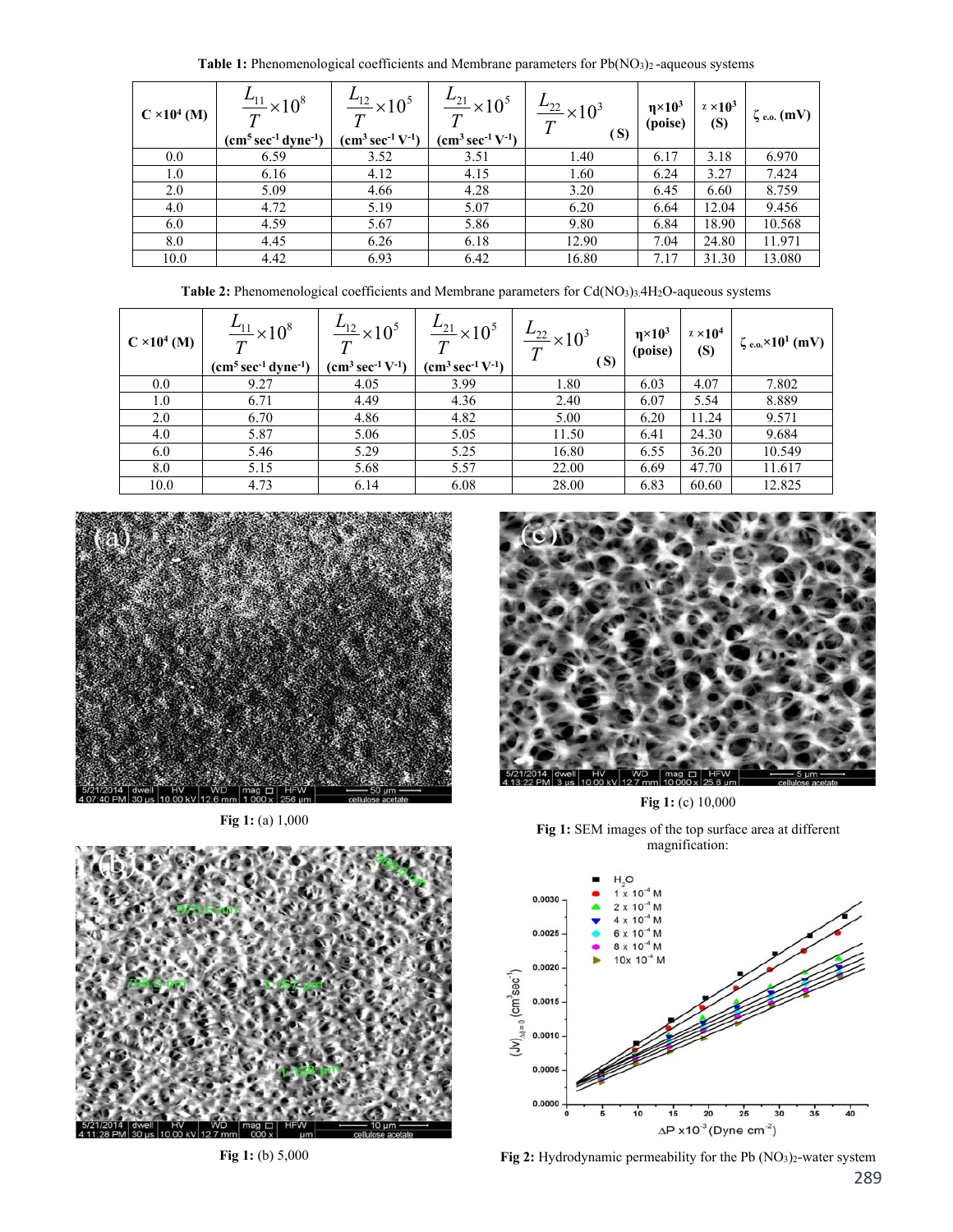**Table 1:** Phenomenological coefficients and Membrane parameters for $Pb(NO_3)_2$ -aqueous systems

| C ×10⁴ (M) | $\frac{L_{11}}{T}\times10^8$ (cm⁵ sec⁻¹ dyne⁻¹) | $\frac{L_{12}}{T}\times10^5$ (cm³ sec⁻¹ V⁻¹) | $\frac{L_{21}}{T}\times10^5$ (cm³ sec⁻¹ V⁻¹) | $\frac{L_{22}}{T}\times10^3$ (S) | η×10³ (poise) | χ ×10³ (S) | ζ e.o. (mV) |
|---|---|---|---|---|---|---|---|
| 0.0 | 6.59 | 3.52 | 3.51 | 1.40 | 6.17 | 3.18 | 6.970 |
| 1.0 | 6.16 | 4.12 | 4.15 | 1.60 | 6.24 | 3.27 | 7.424 |
| 2.0 | 5.09 | 4.66 | 4.28 | 3.20 | 6.45 | 6.60 | 8.759 |
| 4.0 | 4.72 | 5.19 | 5.07 | 6.20 | 6.64 | 12.04 | 9.456 |
| 6.0 | 4.59 | 5.67 | 5.86 | 9.80 | 6.84 | 18.90 | 10.568 |
| 8.0 | 4.45 | 6.26 | 6.18 | 12.90 | 7.04 | 24.80 | 11.971 |
| 10.0 | 4.42 | 6.93 | 6.42 | 16.80 | 7.17 | 31.30 | 13.080 |

**Table 2:** Phenomenological coefficients and Membrane parameters for $Cd(NO_3)_3.4H_2O$-aqueous systems

| C ×10⁴ (M) | $\frac{L_{11}}{T}\times10^8$ (cm⁵ sec⁻¹ dyne⁻¹) | $\frac{L_{12}}{T}\times10^5$ (cm³ sec⁻¹ V⁻¹) | $\frac{L_{21}}{T}\times10^5$ (cm³ sec⁻¹ V⁻¹) | $\frac{L_{22}}{T}\times10^3$ (S) | η×10³ (poise) | χ ×10⁴ (S) | ζ e.o.×10¹ (mV) |
|---|---|---|---|---|---|---|---|
| 0.0 | 9.27 | 4.05 | 3.99 | 1.80 | 6.03 | 4.07 | 7.802 |
| 1.0 | 6.71 | 4.49 | 4.36 | 2.40 | 6.07 | 5.54 | 8.889 |
| 2.0 | 6.70 | 4.86 | 4.82 | 5.00 | 6.20 | 11.24 | 9.571 |
| 4.0 | 5.87 | 5.06 | 5.05 | 11.50 | 6.41 | 24.30 | 9.684 |
| 6.0 | 5.46 | 5.29 | 5.25 | 16.80 | 6.55 | 36.20 | 10.549 |
| 8.0 | 5.15 | 5.68 | 5.57 | 22.00 | 6.69 | 47.70 | 11.617 |
| 10.0 | 4.73 | 6.14 | 6.08 | 28.00 | 6.83 | 60.60 | 12.825 |

**Fig 1:** (a) 1,000

**Fig 1:** (b) 5,000

**Fig 1:** (c) 10,000

**Fig 1:** SEM images of the top surface area at different magnification:

**Fig 2:** Hydrodynamic permeability for the $Pb(NO_3)_2$-water system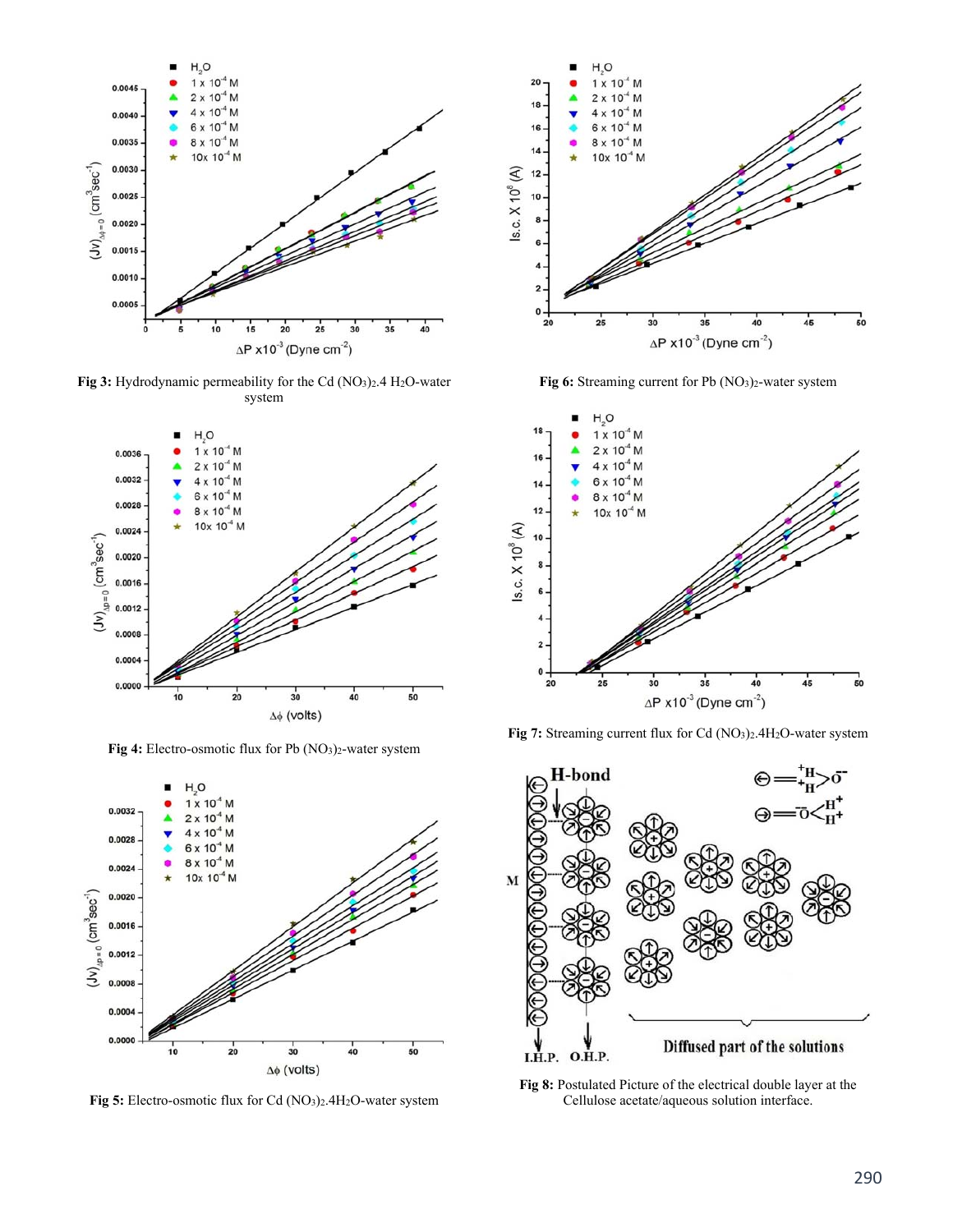**Fig 3:** Hydrodynamic permeability for the Cd $(NO_3)_2.4H_2O$-water system

**Fig 6:** Streaming current for Pb $(NO_3)_2$-water system

**Fig 4:** Electro-osmotic flux for Pb $(NO_3)_2$-water system

**Fig 7:** Streaming current flux for Cd $(NO_3)_2.4H_2O$-water system

**Fig 5:** Electro-osmotic flux for Cd $(NO_3)_2.4H_2O$-water system

**Fig 8:** Postulated Picture of the electrical double layer at the Cellulose acetate/aqueous solution interface.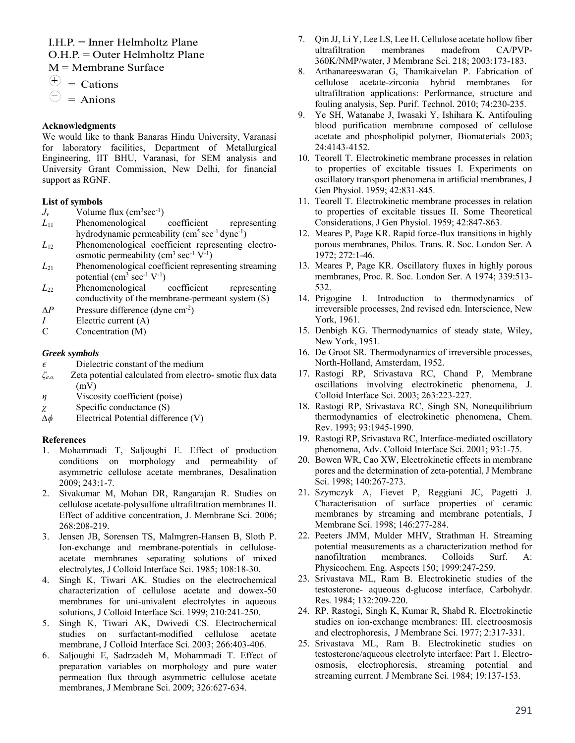I.H.P. = Inner Helmholtz Plane

O.H.P. = Outer Helmholtz Plane

M = Membrane Surface

(+) = Cations

(−) = Anions

**Acknowledgments**

We would like to thank Banaras Hindu University, Varanasi for laboratory facilities, Department of Metallurgical Engineering, IIT BHU, Varanasi, for SEM analysis and University Grant Commission, New Delhi, for financial support as RGNF.

**List of symbols**

- $J_v$ Volume flux ($cm^3 sec^{-1}$)
- $L_{11}$ Phenomenological coefficient representing hydrodynamic permeability ($cm^5 sec^{-1} dyne^{-1}$)
- $L_{12}$ Phenomenological coefficient representing electro-osmotic permeability ($cm^3 sec^{-1} V^{-1}$)
- $L_{21}$ Phenomenological coefficient representing streaming potential ($cm^3 sec^{-1} V^{-1}$)
- $L_{22}$ Phenomenological coefficient representing conductivity of the membrane-permeant system (S)
- $\Delta P$ Pressure difference (dyne $cm^{-2}$)
- $I$ Electric current (A)
- C Concentration (M)

***Greek symbols***

- $\epsilon$ Dielectric constant of the medium
- $\zeta_{e.o.}$ Zeta potential calculated from electro- smotic flux data (mV)
- $\eta$ Viscosity coefficient (poise)
- $\chi$ Specific conductance (S)
- $\Delta\phi$ Electrical Potential difference (V)

**References**

1. Mohammadi T, Saljoughi E. Effect of production conditions on morphology and permeability of asymmetric cellulose acetate membranes, Desalination 2009; 243:1-7.
2. Sivakumar M, Mohan DR, Rangarajan R. Studies on cellulose acetate-polysulfone ultrafiltration membranes II. Effect of additive concentration, J. Membrane Sci. 2006; 268:208-219.
3. Jensen JB, Sorensen TS, Malmgren-Hansen B, Sloth P. Ion-exchange and membrane-potentials in cellulose-acetate membranes separating solutions of mixed electrolytes, J Colloid Interface Sci. 1985; 108:18-30.
4. Singh K, Tiwari AK. Studies on the electrochemical characterization of cellulose acetate and dowex-50 membranes for uni-univalent electrolytes in aqueous solutions, J Colloid Interface Sci. 1999; 210:241-250.
5. Singh K, Tiwari AK, Dwivedi CS. Electrochemical studies on surfactant-modified cellulose acetate membrane, J Colloid Interface Sci. 2003; 266:403-406.
6. Saljoughi E, Sadrzadeh M, Mohammadi T. Effect of preparation variables on morphology and pure water permeation flux through asymmetric cellulose acetate membranes, J Membrane Sci. 2009; 326:627-634.
7. Qin JJ, Li Y, Lee LS, Lee H. Cellulose acetate hollow fiber ultrafiltration membranes madefrom CA/PVP-360K/NMP/water, J Membrane Sci. 218; 2003:173-183.
8. Arthanareeswaran G, Thanikaivelan P. Fabrication of cellulose acetate-zirconia hybrid membranes for ultrafiltration applications: Performance, structure and fouling analysis, Sep. Purif. Technol. 2010; 74:230-235.
9. Ye SH, Watanabe J, Iwasaki Y, Ishihara K. Antifouling blood purification membrane composed of cellulose acetate and phospholipid polymer, Biomaterials 2003; 24:4143-4152.
10. Teorell T. Electrokinetic membrane processes in relation to properties of excitable tissues I. Experiments on oscillatory transport phenomena in artificial membranes, J Gen Physiol. 1959; 42:831-845.
11. Teorell T. Electrokinetic membrane processes in relation to properties of excitable tissues II. Some Theoretical Considerations, J Gen Physiol. 1959; 42:847-863.
12. Meares P, Page KR. Rapid force-flux transitions in highly porous membranes, Philos. Trans. R. Soc. London Ser. A 1972; 272:1-46.
13. Meares P, Page KR. Oscillatory fluxes in highly porous membranes, Proc. R. Soc. London Ser. A 1974; 339:513-532.
14. Prigogine I. Introduction to thermodynamics of irreversible processes, 2nd revised edn. Interscience, New York, 1961.
15. Denbigh KG. Thermodynamics of steady state, Wiley, New York, 1951.
16. De Groot SR. Thermodynamics of irreversible processes, North-Holland, Amsterdam, 1952.
17. Rastogi RP, Srivastava RC, Chand P, Membrane oscillations involving electrokinetic phenomena, J. Colloid Interface Sci. 2003; 263:223-227.
18. Rastogi RP, Srivastava RC, Singh SN, Nonequilibrium thermodynamics of electrokinetic phenomena, Chem. Rev. 1993; 93:1945-1990.
19. Rastogi RP, Srivastava RC, Interface-mediated oscillatory phenomena, Adv. Colloid Interface Sci. 2001; 93:1-75.
20. Bowen WR, Cao XW, Electrokinetic effects in membrane pores and the determination of zeta-potential, J Membrane Sci. 1998; 140:267-273.
21. Szymczyk A, Fievet P, Reggiani JC, Pagetti J. Characterisation of surface properties of ceramic membranes by streaming and membrane potentials, J Membrane Sci. 1998; 146:277-284.
22. Peeters JMM, Mulder MHV, Strathman H. Streaming potential measurements as a characterization method for nanofiltration membranes, Colloids Surf. A: Physicochem. Eng. Aspects 150; 1999:247-259.
23. Srivastava ML, Ram B. Electrokinetic studies of the testosterone- aqueous d-glucose interface, Carbohydr. Res. 1984; 132:209-220.
24. RP. Rastogi, Singh K, Kumar R, Shabd R. Electrokinetic studies on ion-exchange membranes: III. electroosmosis and electrophoresis, J Membrane Sci. 1977; 2:317-331.
25. Srivastava ML, Ram B. Electrokinetic studies on testosterone/aqueous electrolyte interface: Part 1. Electro-osmosis, electrophoresis, streaming potential and streaming current. J Membrane Sci. 1984; 19:137-153.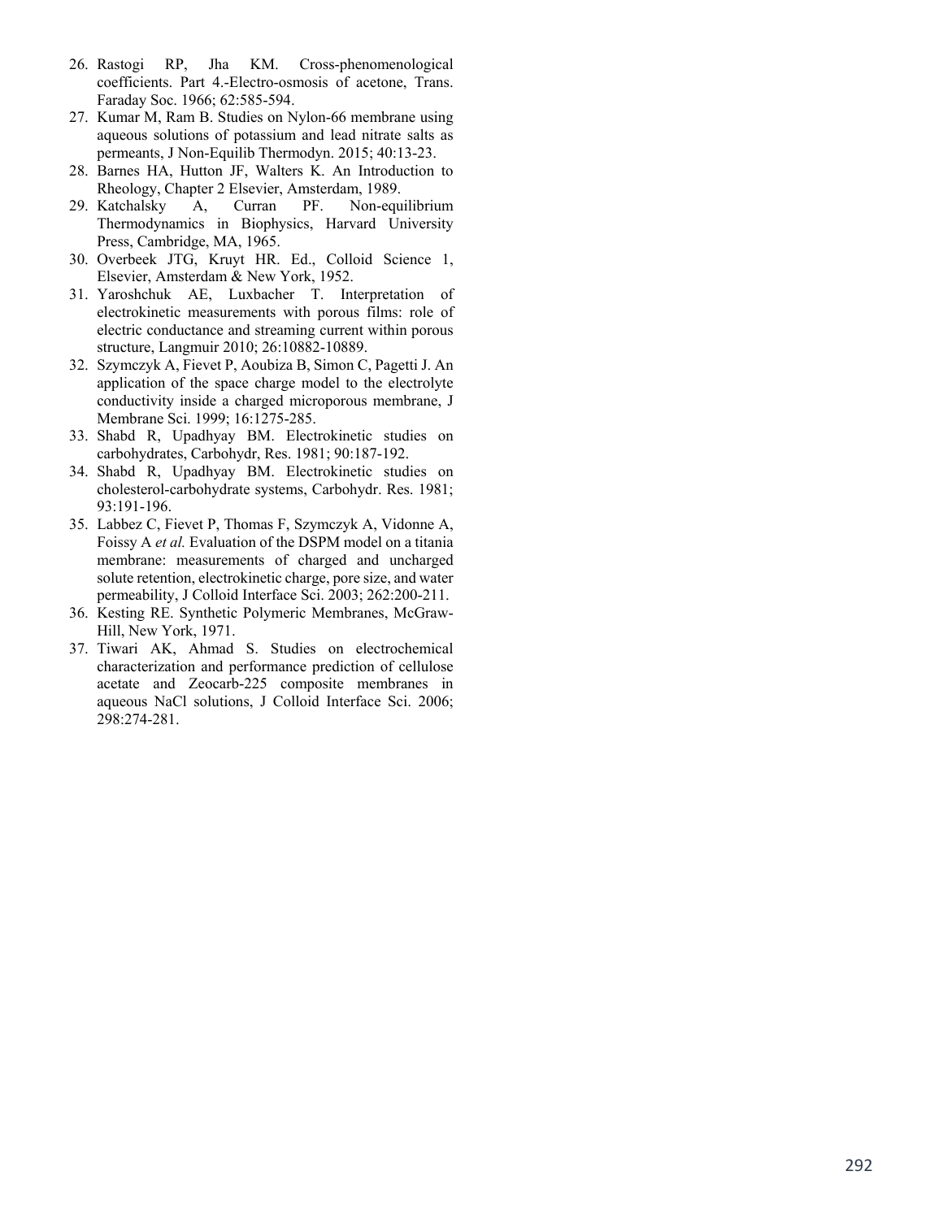26. Rastogi RP, Jha KM. Cross-phenomenological coefficients. Part 4.-Electro-osmosis of acetone, Trans. Faraday Soc. 1966; 62:585-594.
27. Kumar M, Ram B. Studies on Nylon-66 membrane using aqueous solutions of potassium and lead nitrate salts as permeants, J Non-Equilib Thermodyn. 2015; 40:13-23.
28. Barnes HA, Hutton JF, Walters K. An Introduction to Rheology, Chapter 2 Elsevier, Amsterdam, 1989.
29. Katchalsky A, Curran PF. Non-equilibrium Thermodynamics in Biophysics, Harvard University Press, Cambridge, MA, 1965.
30. Overbeek JTG, Kruyt HR. Ed., Colloid Science 1, Elsevier, Amsterdam & New York, 1952.
31. Yaroshchuk AE, Luxbacher T. Interpretation of electrokinetic measurements with porous films: role of electric conductance and streaming current within porous structure, Langmuir 2010; 26:10882-10889.
32. Szymczyk A, Fievet P, Aoubiza B, Simon C, Pagetti J. An application of the space charge model to the electrolyte conductivity inside a charged microporous membrane, J Membrane Sci. 1999; 16:1275-285.
33. Shabd R, Upadhyay BM. Electrokinetic studies on carbohydrates, Carbohydr, Res. 1981; 90:187-192.
34. Shabd R, Upadhyay BM. Electrokinetic studies on cholesterol-carbohydrate systems, Carbohydr. Res. 1981; 93:191-196.
35. Labbez C, Fievet P, Thomas F, Szymczyk A, Vidonne A, Foissy A *et al.* Evaluation of the DSPM model on a titania membrane: measurements of charged and uncharged solute retention, electrokinetic charge, pore size, and water permeability, J Colloid Interface Sci. 2003; 262:200-211.
36. Kesting RE. Synthetic Polymeric Membranes, McGraw-Hill, New York, 1971.
37. Tiwari AK, Ahmad S. Studies on electrochemical characterization and performance prediction of cellulose acetate and Zeocarb-225 composite membranes in aqueous NaCl solutions, J Colloid Interface Sci. 2006; 298:274-281.